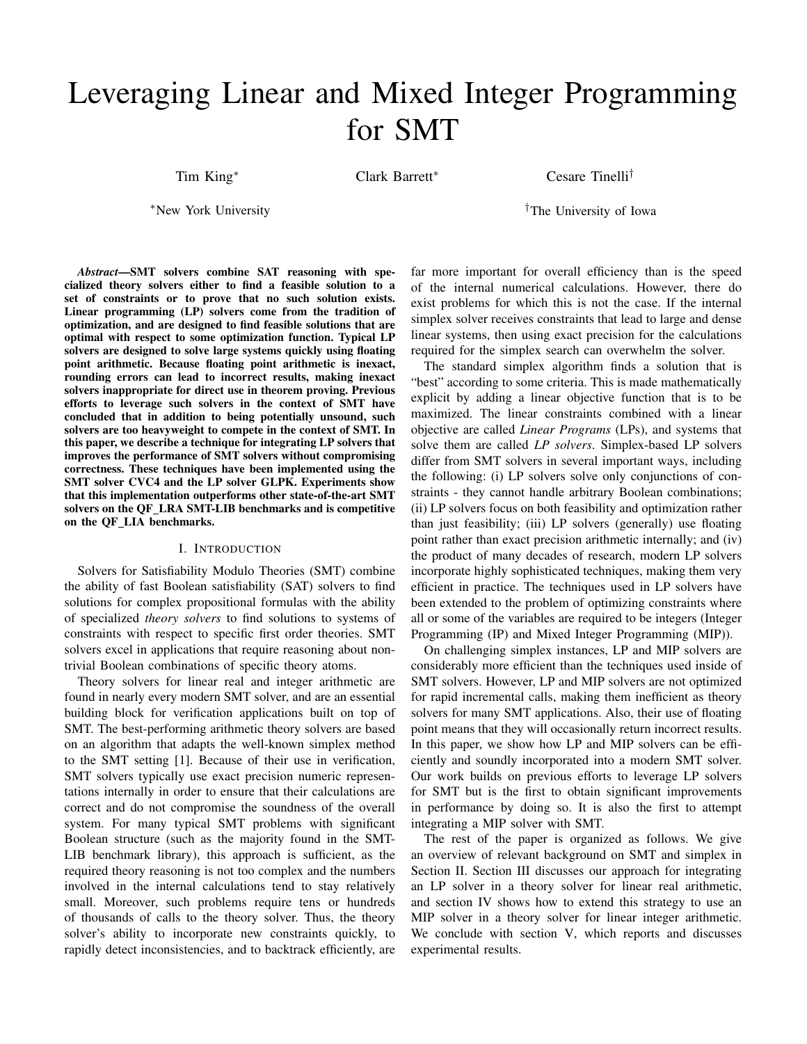# Leveraging Linear and Mixed Integer Programming for SMT

Tim King[*] Clark Barrett[*] Cesare Tinelli[†]

[*]New York University [†]The University of Iowa

***Abstract*—SMT solvers combine SAT reasoning with specialized theory solvers either to find a feasible solution to a set of constraints or to prove that no such solution exists. Linear programming (LP) solvers come from the tradition of optimization, and are designed to find feasible solutions that are optimal with respect to some optimization function. Typical LP solvers are designed to solve large systems quickly using floating point arithmetic. Because floating point arithmetic is inexact, rounding errors can lead to incorrect results, making inexact solvers inappropriate for direct use in theorem proving. Previous efforts to leverage such solvers in the context of SMT have concluded that in addition to being potentially unsound, such solvers are too heavyweight to compete in the context of SMT. In this paper, we describe a technique for integrating LP solvers that improves the performance of SMT solvers without compromising correctness. These techniques have been implemented using the SMT solver CVC4 and the LP solver GLPK. Experiments show that this implementation outperforms other state-of-the-art SMT solvers on the QF_LRA SMT-LIB benchmarks and is competitive on the QF_LIA benchmarks.**

## I. Introduction

Solvers for Satisfiability Modulo Theories (SMT) combine the ability of fast Boolean satisfiability (SAT) solvers to find solutions for complex propositional formulas with the ability of specialized *theory solvers* to find solutions to systems of constraints with respect to specific first order theories. SMT solvers excel in applications that require reasoning about non-trivial Boolean combinations of specific theory atoms.

Theory solvers for linear real and integer arithmetic are found in nearly every modern SMT solver, and are an essential building block for verification applications built on top of SMT. The best-performing arithmetic theory solvers are based on an algorithm that adapts the well-known simplex method to the SMT setting [1]. Because of their use in verification, SMT solvers typically use exact precision numeric representations internally in order to ensure that their calculations are correct and do not compromise the soundness of the overall system. For many typical SMT problems with significant Boolean structure (such as the majority found in the SMT-LIB benchmark library), this approach is sufficient, as the required theory reasoning is not too complex and the numbers involved in the internal calculations tend to stay relatively small. Moreover, such problems require tens or hundreds of thousands of calls to the theory solver. Thus, the theory solver's ability to incorporate new constraints quickly, to rapidly detect inconsistencies, and to backtrack efficiently, are far more important for overall efficiency than is the speed of the internal numerical calculations. However, there do exist problems for which this is not the case. If the internal simplex solver receives constraints that lead to large and dense linear systems, then using exact precision for the calculations required for the simplex search can overwhelm the solver.

The standard simplex algorithm finds a solution that is "best" according to some criteria. This is made mathematically explicit by adding a linear objective function that is to be maximized. The linear constraints combined with a linear objective are called *Linear Programs* (LPs), and systems that solve them are called *LP solvers*. Simplex-based LP solvers differ from SMT solvers in several important ways, including the following: (i) LP solvers solve only conjunctions of constraints - they cannot handle arbitrary Boolean combinations; (ii) LP solvers focus on both feasibility and optimization rather than just feasibility; (iii) LP solvers (generally) use floating point rather than exact precision arithmetic internally; and (iv) the product of many decades of research, modern LP solvers incorporate highly sophisticated techniques, making them very efficient in practice. The techniques used in LP solvers have been extended to the problem of optimizing constraints where all or some of the variables are required to be integers (Integer Programming (IP) and Mixed Integer Programming (MIP)).

On challenging simplex instances, LP and MIP solvers are considerably more efficient than the techniques used inside of SMT solvers. However, LP and MIP solvers are not optimized for rapid incremental calls, making them inefficient as theory solvers for many SMT applications. Also, their use of floating point means that they will occasionally return incorrect results. In this paper, we show how LP and MIP solvers can be efficiently and soundly incorporated into a modern SMT solver. Our work builds on previous efforts to leverage LP solvers for SMT but is the first to obtain significant improvements in performance by doing so. It is also the first to attempt integrating a MIP solver with SMT.

The rest of the paper is organized as follows. We give an overview of relevant background on SMT and simplex in Section II. Section III discusses our approach for integrating an LP solver in a theory solver for linear real arithmetic, and section IV shows how to extend this strategy to use an MIP solver in a theory solver for linear integer arithmetic. We conclude with section V, which reports and discusses experimental results.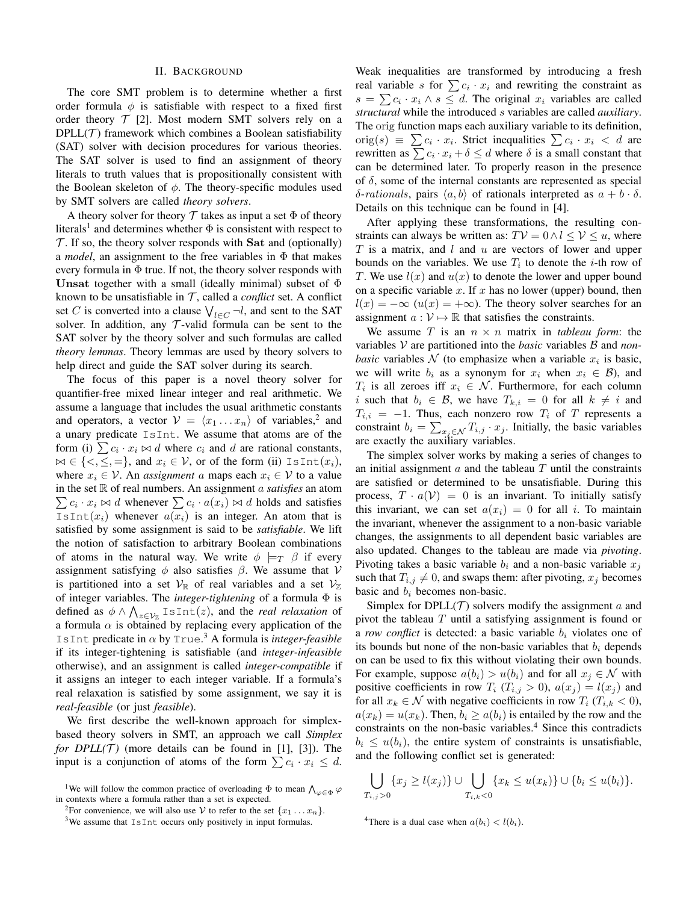## II. Background

The core SMT problem is to determine whether a first order formula $\phi$ is satisfiable with respect to a fixed first order theory $\mathcal{T}$ [2]. Most modern SMT solvers rely on a DPLL($\mathcal{T}$) framework which combines a Boolean satisfiability (SAT) solver with decision procedures for various theories. The SAT solver is used to find an assignment of theory literals to truth values that is propositionally consistent with the Boolean skeleton of $\phi$. The theory-specific modules used by SMT solvers are called *theory solvers*.

A theory solver for theory $\mathcal{T}$ takes as input a set $\Phi$ of theory literals[1] and determines whether $\Phi$ is consistent with respect to $\mathcal{T}$. If so, the theory solver responds with **Sat** and (optionally) a *model*, an assignment to the free variables in $\Phi$ that makes every formula in $\Phi$ true. If not, the theory solver responds with **Unsat** together with a small (ideally minimal) subset of $\Phi$ known to be unsatisfiable in $\mathcal{T}$, called a *conflict* set. A conflict set $C$ is converted into a clause $\bigvee_{l \in C} \neg l$, and sent to the SAT solver. In addition, any $\mathcal{T}$-valid formula can be sent to the SAT solver by the theory solver and such formulas are called *theory lemmas*. Theory lemmas are used by theory solvers to help direct and guide the SAT solver during its search.

The focus of this paper is a novel theory solver for quantifier-free mixed linear integer and real arithmetic. We assume a language that includes the usual arithmetic constants and operators, a vector $\mathcal{V} = \langle x_1 \dots x_n \rangle$ of variables,[2] and a unary predicate `IsInt`. We assume that atoms are of the form (i) $\sum c_i \cdot x_i \bowtie d$ where $c_i$ and $d$ are rational constants, $\bowtie \in \{<, \leq, =\}$, and $x_i \in \mathcal{V}$, or of the form (ii) $\texttt{IsInt}(x_i)$, where $x_i \in \mathcal{V}$. An *assignment* $a$ maps each $x_i \in \mathcal{V}$ to a value in the set $\mathbb{R}$ of real numbers. An assignment $a$ *satisfies* an atom $\sum c_i \cdot x_i \bowtie d$ whenever $\sum c_i \cdot a(x_i) \bowtie d$ holds and satisfies $\texttt{IsInt}(x_i)$ whenever $a(x_i)$ is an integer. An atom that is satisfied by some assignment is said to be *satisfiable*. We lift the notion of satisfaction to arbitrary Boolean combinations of atoms in the natural way. We write $\phi \models_T \beta$ if every assignment satisfying $\phi$ also satisfies $\beta$. We assume that $\mathcal{V}$ is partitioned into a set $\mathcal{V}_{\mathbb{R}}$ of real variables and a set $\mathcal{V}_{\mathbb{Z}}$ of integer variables. The *integer-tightening* of a formula $\Phi$ is defined as $\phi \wedge \bigwedge_{z \in \mathcal{V}_{\mathbb{Z}}} \texttt{IsInt}(z)$, and the *real relaxation* of a formula $\alpha$ is obtained by replacing every application of the `IsInt` predicate in $\alpha$ by `True`.[3] A formula is *integer-feasible* if its integer-tightening is satisfiable (and *integer-infeasible* otherwise), and an assignment is called *integer-compatible* if it assigns an integer to each integer variable. If a formula's real relaxation is satisfied by some assignment, we say it is *real-feasible* (or just *feasible*).

We first describe the well-known approach for simplex-based theory solvers in SMT, an approach we call *Simplex for DPLL($\mathcal{T}$)* (more details can be found in [1], [3]). The input is a conjunction of atoms of the form $\sum c_i \cdot x_i \leq d$. Weak inequalities are transformed by introducing a fresh real variable $s$ for $\sum c_i \cdot x_i$ and rewriting the constraint as $s = \sum c_i \cdot x_i \wedge s \leq d$. The original $x_i$ variables are called *structural* while the introduced $s$ variables are called *auxiliary*. The orig function maps each auxiliary variable to its definition, $\text{orig}(s) \equiv \sum c_i \cdot x_i$. Strict inequalities $\sum c_i \cdot x_i < d$ are rewritten as $\sum c_i \cdot x_i + \delta \leq d$ where $\delta$ is a small constant that can be determined later. To properly reason in the presence of $\delta$, some of the internal constants are represented as special $\delta$-*rationals*, pairs $\langle a, b \rangle$ of rationals interpreted as $a + b \cdot \delta$. Details on this technique can be found in [4].

After applying these transformations, the resulting constraints can always be written as: $T\mathcal{V} = 0 \wedge l \leq \mathcal{V} \leq u$, where $T$ is a matrix, and $l$ and $u$ are vectors of lower and upper bounds on the variables. We use $T_i$ to denote the $i$-th row of $T$. We use $l(x)$ and $u(x)$ to denote the lower and upper bound on a specific variable $x$. If $x$ has no lower (upper) bound, then $l(x) = -\infty$ $(u(x) = +\infty)$. The theory solver searches for an assignment $a : \mathcal{V} \mapsto \mathbb{R}$ that satisfies the constraints.

We assume $T$ is an $n \times n$ matrix in *tableau form*: the variables $\mathcal{V}$ are partitioned into the *basic* variables $\mathcal{B}$ and *non-basic* variables $\mathcal{N}$ (to emphasize when a variable $x_i$ is basic, we will write $b_i$ as a synonym for $x_i$ when $x_i \in \mathcal{B}$), and $T_i$ is all zeroes iff $x_i \in \mathcal{N}$. Furthermore, for each column $i$ such that $b_i \in \mathcal{B}$, we have $T_{k,i} = 0$ for all $k \neq i$ and $T_{i,i} = -1$. Thus, each nonzero row $T_i$ of $T$ represents a constraint $b_i = \sum_{x_j \in \mathcal{N}} T_{i,j} \cdot x_j$. Initially, the basic variables are exactly the auxiliary variables.

The simplex solver works by making a series of changes to an initial assignment $a$ and the tableau $T$ until the constraints are satisfied or determined to be unsatisfiable. During this process, $T \cdot a(\mathcal{V}) = 0$ is an invariant. To initially satisfy this invariant, we can set $a(x_i) = 0$ for all $i$. To maintain the invariant, whenever the assignment to a non-basic variable changes, the assignments to all dependent basic variables are also updated. Changes to the tableau are made via *pivoting*. Pivoting takes a basic variable $b_i$ and a non-basic variable $x_j$ such that $T_{i,j} \neq 0$, and swaps them: after pivoting, $x_j$ becomes basic and $b_i$ becomes non-basic.

Simplex for DPLL($\mathcal{T}$) solvers modify the assignment $a$ and pivot the tableau $T$ until a satisfying assignment is found or a *row conflict* is detected: a basic variable $b_i$ violates one of its bounds but none of the non-basic variables that $b_i$ depends on can be used to fix this without violating their own bounds. For example, suppose $a(b_i) > u(b_i)$ and for all $x_j \in \mathcal{N}$ with positive coefficients in row $T_i$ $(T_{i,j} > 0)$, $a(x_j) = l(x_j)$ and for all $x_k \in \mathcal{N}$ with negative coefficients in row $T_i$ $(T_{i,k} < 0)$, $a(x_k) = u(x_k)$. Then, $b_i \geq a(b_i)$ is entailed by the row and the constraints on the non-basic variables.[4] Since this contradicts $b_i \leq u(b_i)$, the entire system of constraints is unsatisfiable, and the following conflict set is generated:

$$\bigcup_{T_{i,j}>0} \{x_j \geq l(x_j)\} \cup \bigcup_{T_{i,k}<0} \{x_k \leq u(x_k)\} \cup \{b_i \leq u(b_i)\}.$$

---

[1] We will follow the common practice of overloading $\Phi$ to mean $\bigwedge_{\varphi \in \Phi} \varphi$ in contexts where a formula rather than a set is expected.

[2] For convenience, we will also use $\mathcal{V}$ to refer to the set $\{x_1 \dots x_n\}$.

[3] We assume that `IsInt` occurs only positively in input formulas.

[4] There is a dual case when $a(b_i) < l(b_i)$.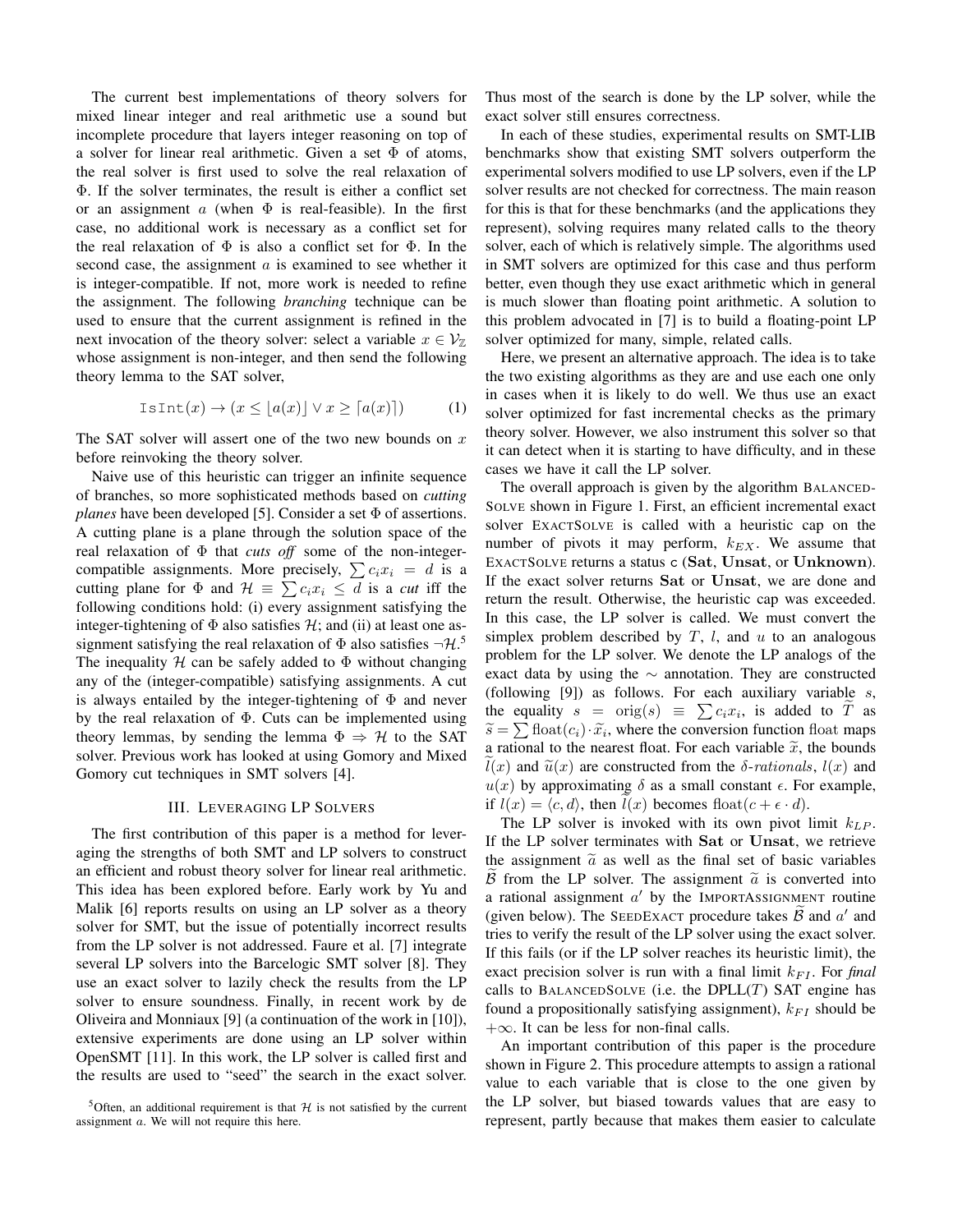The current best implementations of theory solvers for mixed linear integer and real arithmetic use a sound but incomplete procedure that layers integer reasoning on top of a solver for linear real arithmetic. Given a set $\Phi$ of atoms, the real solver is first used to solve the real relaxation of $\Phi$. If the solver terminates, the result is either a conflict set or an assignment $a$ (when $\Phi$ is real-feasible). In the first case, no additional work is necessary as a conflict set for the real relaxation of $\Phi$ is also a conflict set for $\Phi$. In the second case, the assignment $a$ is examined to see whether it is integer-compatible. If not, more work is needed to refine the assignment. The following *branching* technique can be used to ensure that the current assignment is refined in the next invocation of the theory solver: select a variable $x \in \mathcal{V}_{\mathbb{Z}}$ whose assignment is non-integer, and then send the following theory lemma to the SAT solver,

$$\texttt{IsInt}(x) \rightarrow (x \leq \lfloor a(x) \rfloor \vee x \geq \lceil a(x) \rceil) \qquad (1)$$

The SAT solver will assert one of the two new bounds on $x$ before reinvoking the theory solver.

Naive use of this heuristic can trigger an infinite sequence of branches, so more sophisticated methods based on *cutting planes* have been developed [5]. Consider a set $\Phi$ of assertions. A cutting plane is a plane through the solution space of the real relaxation of $\Phi$ that *cuts off* some of the non-integer-compatible assignments. More precisely, $\sum c_i x_i = d$ is a cutting plane for $\Phi$ and $\mathcal{H} \equiv \sum c_i x_i \leq d$ is a *cut* iff the following conditions hold: (i) every assignment satisfying the integer-tightening of $\Phi$ also satisfies $\mathcal{H}$; and (ii) at least one assignment satisfying the real relaxation of $\Phi$ also satisfies $\neg\mathcal{H}$.[5] The inequality $\mathcal{H}$ can be safely added to $\Phi$ without changing any of the (integer-compatible) satisfying assignments. A cut is always entailed by the integer-tightening of $\Phi$ and never by the real relaxation of $\Phi$. Cuts can be implemented using theory lemmas, by sending the lemma $\Phi \Rightarrow \mathcal{H}$ to the SAT solver. Previous work has looked at using Gomory and Mixed Gomory cut techniques in SMT solvers [4].

## III. Leveraging LP Solvers

The first contribution of this paper is a method for leveraging the strengths of both SMT and LP solvers to construct an efficient and robust theory solver for linear real arithmetic. This idea has been explored before. Early work by Yu and Malik [6] reports results on using an LP solver as a theory solver for SMT, but the issue of potentially incorrect results from the LP solver is not addressed. Faure et al. [7] integrate several LP solvers into the Barcelogic SMT solver [8]. They use an exact solver to lazily check the results from the LP solver to ensure soundness. Finally, in recent work by de Oliveira and Monniaux [9] (a continuation of the work in [10]), extensive experiments are done using an LP solver within OpenSMT [11]. In this work, the LP solver is called first and the results are used to "seed" the search in the exact solver. Thus most of the search is done by the LP solver, while the exact solver still ensures correctness.

In each of these studies, experimental results on SMT-LIB benchmarks show that existing SMT solvers outperform the experimental solvers modified to use LP solvers, even if the LP solver results are not checked for correctness. The main reason for this is that for these benchmarks (and the applications they represent), solving requires many related calls to the theory solver, each of which is relatively simple. The algorithms used in SMT solvers are optimized for this case and thus perform better, even though they use exact arithmetic which in general is much slower than floating point arithmetic. A solution to this problem advocated in [7] is to build a floating-point LP solver optimized for many, simple, related calls.

Here, we present an alternative approach. The idea is to take the two existing algorithms as they are and use each one only in cases when it is likely to do well. We thus use an exact solver optimized for fast incremental checks as the primary theory solver. However, we also instrument this solver so that it can detect when it is starting to have difficulty, and in these cases we have it call the LP solver.

The overall approach is given by the algorithm BalancedSolve shown in Figure 1. First, an efficient incremental exact solver ExactSolve is called with a heuristic cap on the number of pivots it may perform, $k_{EX}$. We assume that ExactSolve returns a status c (**Sat**, **Unsat**, or **Unknown**). If the exact solver returns **Sat** or **Unsat**, we are done and return the result. Otherwise, the heuristic cap was exceeded. In this case, the LP solver is called. We must convert the simplex problem described by $T$, $l$, and $u$ to an analogous problem for the LP solver. We denote the LP analogs of the exact data by using the $\sim$ annotation. They are constructed (following [9]) as follows. For each auxiliary variable $s$, the equality $s = \mathrm{orig}(s) \equiv \sum c_i x_i$, is added to $\widetilde{T}$ as $\widetilde{s} = \sum \mathrm{float}(c_i) \cdot \widetilde{x}_i$, where the conversion function float maps a rational to the nearest float. For each variable $\widetilde{x}$, the bounds $\widetilde{l}(x)$ and $\widetilde{u}(x)$ are constructed from the $\delta$-*rationals*, $l(x)$ and $u(x)$ by approximating $\delta$ as a small constant $\epsilon$. For example, if $l(x) = \langle c, d \rangle$, then $\widetilde{l}(x)$ becomes $\mathrm{float}(c + \epsilon \cdot d)$.

The LP solver is invoked with its own pivot limit $k_{LP}$. If the LP solver terminates with **Sat** or **Unsat**, we retrieve the assignment $\widetilde{a}$ as well as the final set of basic variables $\widetilde{\mathcal{B}}$ from the LP solver. The assignment $\widetilde{a}$ is converted into a rational assignment $a'$ by the ImportAssignment routine (given below). The SeedExact procedure takes $\widetilde{\mathcal{B}}$ and $a'$ and tries to verify the result of the LP solver using the exact solver. If this fails (or if the LP solver reaches its heuristic limit), the exact precision solver is run with a final limit $k_{FI}$. For *final* calls to BalancedSolve (i.e. the DPLL($T$) SAT engine has found a propositionally satisfying assignment), $k_{FI}$ should be $+\infty$. It can be less for non-final calls.

An important contribution of this paper is the procedure shown in Figure 2. This procedure attempts to assign a rational value to each variable that is close to the one given by the LP solver, but biased towards values that are easy to represent, partly because that makes them easier to calculate

[5] Often, an additional requirement is that $\mathcal{H}$ is not satisfied by the current assignment $a$. We will not require this here.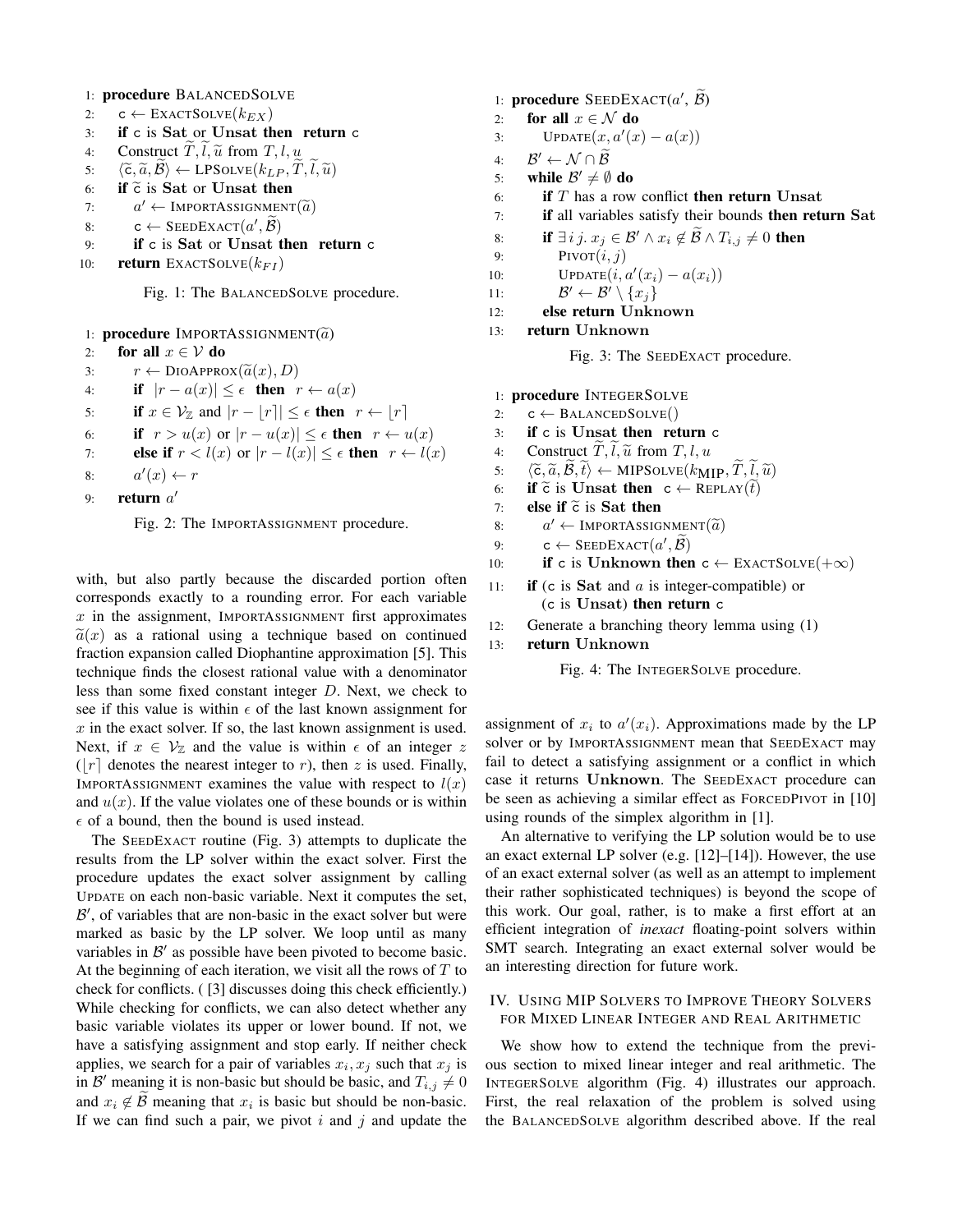```
1:  procedure BALANCEDSOLVE
2:      c ← EXACTSOLVE(k_EX)
3:      if c is Sat or Unsat then return c
4:      Construct T̃, l̃, ũ from T, l, u
5:      ⟨c̃, ã, B̃⟩ ← LPSOLVE(k_LP, T̃, l̃, ũ)
6:      if c̃ is Sat or Unsat then
7:          a' ← IMPORTASSIGNMENT(ã)
8:          c ← SEEDEXACT(a', B̃)
9:          if c is Sat or Unsat then return c
10:     return EXACTSOLVE(k_FI)
```

Fig. 1: The BALANCEDSOLVE procedure.

```
1:  procedure IMPORTASSIGNMENT(ã)
2:      for all x ∈ V do
3:          r ← DIOAPPROX(ã(x), D)
4:          if |r − a(x)| ≤ ε then r ← a(x)
5:          if x ∈ V_Z and |r − ⌊r⌉| ≤ ε then r ← ⌊r⌉
6:          if r > u(x) or |r − u(x)| ≤ ε then r ← u(x)
7:          else if r < l(x) or |r − l(x)| ≤ ε then r ← l(x)
8:          a'(x) ← r
9:      return a'
```

Fig. 2: The IMPORTASSIGNMENT procedure.

with, but also partly because the discarded portion often corresponds exactly to a rounding error. For each variable $x$ in the assignment, IMPORTASSIGNMENT first approximates $\widetilde{a}(x)$ as a rational using a technique based on continued fraction expansion called Diophantine approximation [5]. This technique finds the closest rational value with a denominator less than some fixed constant integer $D$. Next, we check to see if this value is within $\epsilon$ of the last known assignment for $x$ in the exact solver. If so, the last known assignment is used. Next, if $x \in \mathcal{V}_{\mathbb{Z}}$ and the value is within $\epsilon$ of an integer $z$ ($\lfloor r \rceil$ denotes the nearest integer to $r$), then $z$ is used. Finally, IMPORTASSIGNMENT examines the value with respect to $l(x)$ and $u(x)$. If the value violates one of these bounds or is within $\epsilon$ of a bound, then the bound is used instead.

The SEEDEXACT routine (Fig. 3) attempts to duplicate the results from the LP solver within the exact solver. First the procedure updates the exact solver assignment by calling UPDATE on each non-basic variable. Next it computes the set, $\mathcal{B}'$, of variables that are non-basic in the exact solver but were marked as basic by the LP solver. We loop until as many variables in $\mathcal{B}'$ as possible have been pivoted to become basic. At the beginning of each iteration, we visit all the rows of $T$ to check for conflicts. ( [3] discusses doing this check efficiently.) While checking for conflicts, we can also detect whether any basic variable violates its upper or lower bound. If not, we have a satisfying assignment and stop early. If neither check applies, we search for a pair of variables $x_i, x_j$ such that $x_j$ is in $\mathcal{B}'$ meaning it is non-basic but should be basic, and $T_{i,j} \neq 0$ and $x_i \notin \widetilde{\mathcal{B}}$ meaning that $x_i$ is basic but should be non-basic. If we can find such a pair, we pivot $i$ and $j$ and update the assignment of $x_i$ to $a'(x_i)$. Approximations made by the LP solver or by IMPORTASSIGNMENT mean that SEEDEXACT may fail to detect a satisfying assignment or a conflict in which case it returns **Unknown**. The SEEDEXACT procedure can be seen as achieving a similar effect as FORCEDPIVOT in [10] using rounds of the simplex algorithm in [1].

```
1:  procedure SEEDEXACT(a', B̃)
2:      for all x ∈ N do
3:          UPDATE(x, a'(x) − a(x))
4:      B' ← N ∩ B̃
5:      while B' ≠ ∅ do
6:          if T has a row conflict then return Unsat
7:          if all variables satisfy their bounds then return Sat
8:          if ∃ i j. x_j ∈ B' ∧ x_i ∉ B̃ ∧ T_{i,j} ≠ 0 then
9:              PIVOT(i, j)
10:             UPDATE(i, a'(x_i) − a(x_i))
11:             B' ← B' \ {x_j}
12:         else return Unknown
13:     return Unknown
```

Fig. 3: The SEEDEXACT procedure.

```
1:  procedure INTEGERSOLVE
2:      c ← BALANCEDSOLVE()
3:      if c is Unsat then return c
4:      Construct T̃, l̃, ũ from T, l, u
5:      ⟨c̃, ã, B̃, t̃⟩ ← MIPSOLVE(k_MIP, T̃, l̃, ũ)
6:      if c̃ is Unsat then c ← REPLAY(t̃)
7:      else if c̃ is Sat then
8:          a' ← IMPORTASSIGNMENT(ã)
9:          c ← SEEDEXACT(a', B̃)
10:         if c is Unknown then c ← EXACTSOLVE(+∞)
11:     if (c is Sat and a is integer-compatible) or
            (c is Unsat) then return c
12:     Generate a branching theory lemma using (1)
13:     return Unknown
```

Fig. 4: The INTEGERSOLVE procedure.

An alternative to verifying the LP solution would be to use an exact external LP solver (e.g. [12]–[14]). However, the use of an exact external solver (as well as an attempt to implement their rather sophisticated techniques) is beyond the scope of this work. Our goal, rather, is to make a first effort at an efficient integration of *inexact* floating-point solvers within SMT search. Integrating an exact external solver would be an interesting direction for future work.

## IV. Using MIP Solvers to Improve Theory Solvers for Mixed Linear Integer and Real Arithmetic

We show how to extend the technique from the previous section to mixed linear integer and real arithmetic. The INTEGERSOLVE algorithm (Fig. 4) illustrates our approach. First, the real relaxation of the problem is solved using the BALANCEDSOLVE algorithm described above. If the real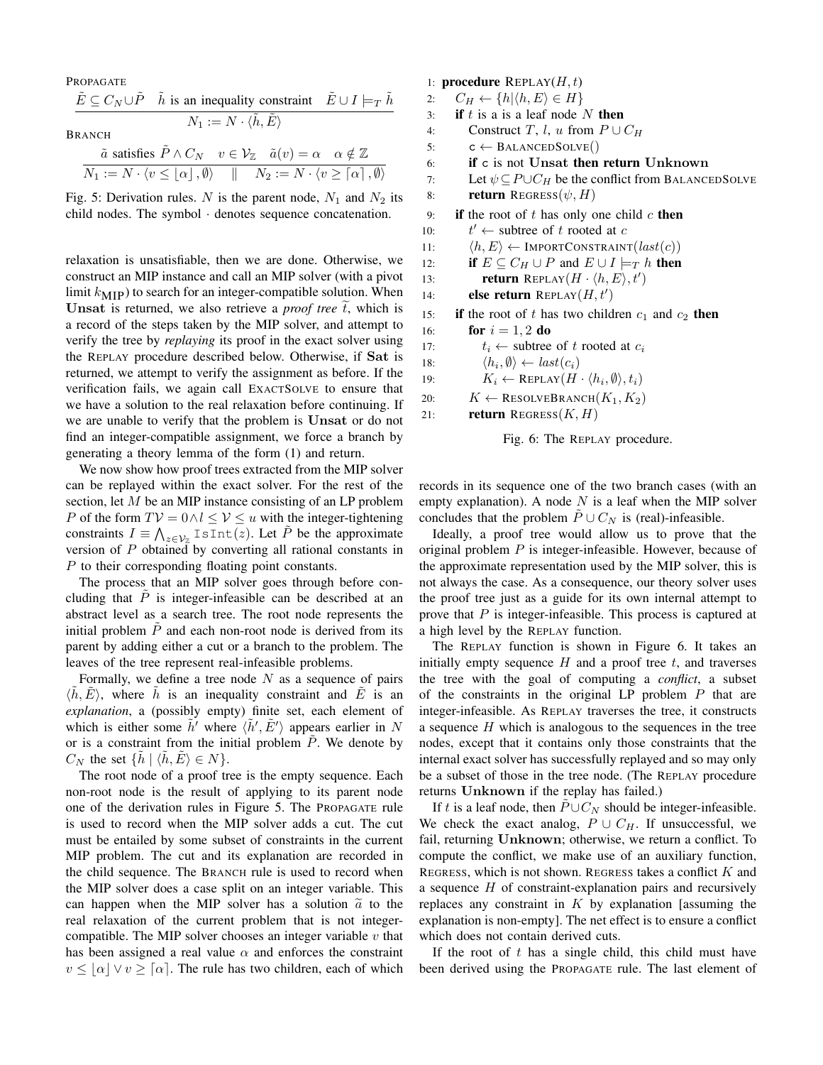PROPAGATE

$$\frac{\tilde{E} \subseteq C_N \cup \tilde{P} \quad \tilde{h} \text{ is an inequality constraint} \quad \tilde{E} \cup I \models_T \tilde{h}}{N_1 := N \cdot \langle \tilde{h}, \tilde{E} \rangle}$$

BRANCH

$$\frac{\tilde{a} \text{ satisfies } \tilde{P} \wedge C_N \quad v \in \mathcal{V}_{\mathbb{Z}} \quad \tilde{a}(v) = \alpha \quad \alpha \notin \mathbb{Z}}{N_1 := N \cdot \langle v \leq \lfloor \alpha \rfloor, \emptyset \rangle \quad \| \quad N_2 := N \cdot \langle v \geq \lceil \alpha \rceil, \emptyset \rangle}$$

Fig. 5: Derivation rules. $N$ is the parent node, $N_1$ and $N_2$ its child nodes. The symbol $\cdot$ denotes sequence concatenation.

relaxation is unsatisfiable, then we are done. Otherwise, we construct an MIP instance and call an MIP solver (with a pivot limit $k_{\text{MIP}}$) to search for an integer-compatible solution. When **Unsat** is returned, we also retrieve a *proof tree* $\widetilde{t}$, which is a record of the steps taken by the MIP solver, and attempt to verify the tree by *replaying* its proof in the exact solver using the REPLAY procedure described below. Otherwise, if **Sat** is returned, we attempt to verify the assignment as before. If the verification fails, we again call EXACTSOLVE to ensure that we have a solution to the real relaxation before continuing. If we are unable to verify that the problem is **Unsat** or do not find an integer-compatible assignment, we force a branch by generating a theory lemma of the form (1) and return.

We now show how proof trees extracted from the MIP solver can be replayed within the exact solver. For the rest of the section, let $M$ be an MIP instance consisting of an LP problem $P$ of the form $T\mathcal{V} = 0 \wedge l \leq \mathcal{V} \leq u$ with the integer-tightening constraints $I \equiv \bigwedge_{z \in \mathcal{V}_{\mathbb{Z}}} \texttt{IsInt}(z)$. Let $\tilde{P}$ be the approximate version of $P$ obtained by converting all rational constants in $P$ to their corresponding floating point constants.

The process that an MIP solver goes through before concluding that $\tilde{P}$ is integer-infeasible can be described at an abstract level as a search tree. The root node represents the initial problem $\tilde{P}$ and each non-root node is derived from its parent by adding either a cut or a branch to the problem. The leaves of the tree represent real-infeasible problems.

Formally, we define a tree node $N$ as a sequence of pairs $\langle \tilde{h}, \tilde{E} \rangle$, where $\tilde{h}$ is an inequality constraint and $\tilde{E}$ is an *explanation*, a (possibly empty) finite set, each element of which is either some $\tilde{h}'$ where $\langle \tilde{h}', \tilde{E}' \rangle$ appears earlier in $N$ or is a constraint from the initial problem $\tilde{P}$. We denote by $C_N$ the set $\{\tilde{h} \mid \langle \tilde{h}, \tilde{E} \rangle \in N\}$.

The root node of a proof tree is the empty sequence. Each non-root node is the result of applying to its parent node one of the derivation rules in Figure 5. The PROPAGATE rule is used to record when the MIP solver adds a cut. The cut must be entailed by some subset of constraints in the current MIP problem. The cut and its explanation are recorded in the child sequence. The BRANCH rule is used to record when the MIP solver does a case split on an integer variable. This can happen when the MIP solver has a solution $\widetilde{a}$ to the real relaxation of the current problem that is not integer-compatible. The MIP solver chooses an integer variable $v$ that has been assigned a real value $\alpha$ and enforces the constraint $v \leq \lfloor \alpha \rfloor \vee v \geq \lceil \alpha \rceil$. The rule has two children, each of which records in its sequence one of the two branch cases (with an empty explanation). A node $N$ is a leaf when the MIP solver concludes that the problem $\tilde{P} \cup C_N$ is (real)-infeasible.

```
1:  procedure REPLAY(H, t)
2:    C_H ← {h | ⟨h, E⟩ ∈ H}
3:    if t is a is a leaf node N then
4:      Construct T, l, u from P ∪ C_H
5:      c ← BALANCEDSOLVE()
6:      if c is not Unsat then return Unknown
7:      Let ψ ⊆ P ∪ C_H be the conflict from BALANCEDSOLVE
8:      return REGRESS(ψ, H)
9:    if the root of t has only one child c then
10:     t' ← subtree of t rooted at c
11:     ⟨h, E⟩ ← IMPORTCONSTRAINT(last(c))
12:     if E ⊆ C_H ∪ P and E ∪ I ⊨_T h then
13:       return REPLAY(H · ⟨h, E⟩, t')
14:     else return REPLAY(H, t')
15:   if the root of t has two children c_1 and c_2 then
16:     for i = 1, 2 do
17:       t_i ← subtree of t rooted at c_i
18:       ⟨h_i, ∅⟩ ← last(c_i)
19:       K_i ← REPLAY(H · ⟨h_i, ∅⟩, t_i)
20:     K ← RESOLVEBRANCH(K_1, K_2)
21:     return REGRESS(K, H)
```

Fig. 6: The REPLAY procedure.

Ideally, a proof tree would allow us to prove that the original problem $P$ is integer-infeasible. However, because of the approximate representation used by the MIP solver, this is not always the case. As a consequence, our theory solver uses the proof tree just as a guide for its own internal attempt to prove that $P$ is integer-infeasible. This process is captured at a high level by the REPLAY function.

The REPLAY function is shown in Figure 6. It takes an initially empty sequence $H$ and a proof tree $t$, and traverses the tree with the goal of computing a *conflict*, a subset of the constraints in the original LP problem $P$ that are integer-infeasible. As REPLAY traverses the tree, it constructs a sequence $H$ which is analogous to the sequences in the tree nodes, except that it contains only those constraints that the internal exact solver has successfully replayed and so may only be a subset of those in the tree node. (The REPLAY procedure returns **Unknown** if the replay has failed.)

If $t$ is a leaf node, then $\tilde{P} \cup C_N$ should be integer-infeasible. We check the exact analog, $P \cup C_H$. If unsuccessful, we fail, returning **Unknown**; otherwise, we return a conflict. To compute the conflict, we make use of an auxiliary function, REGRESS, which is not shown. REGRESS takes a conflict $K$ and a sequence $H$ of constraint-explanation pairs and recursively replaces any constraint in $K$ by explanation [assuming the explanation is non-empty]. The net effect is to ensure a conflict which does not contain derived cuts.

If the root of $t$ has a single child, this child must have been derived using the PROPAGATE rule. The last element of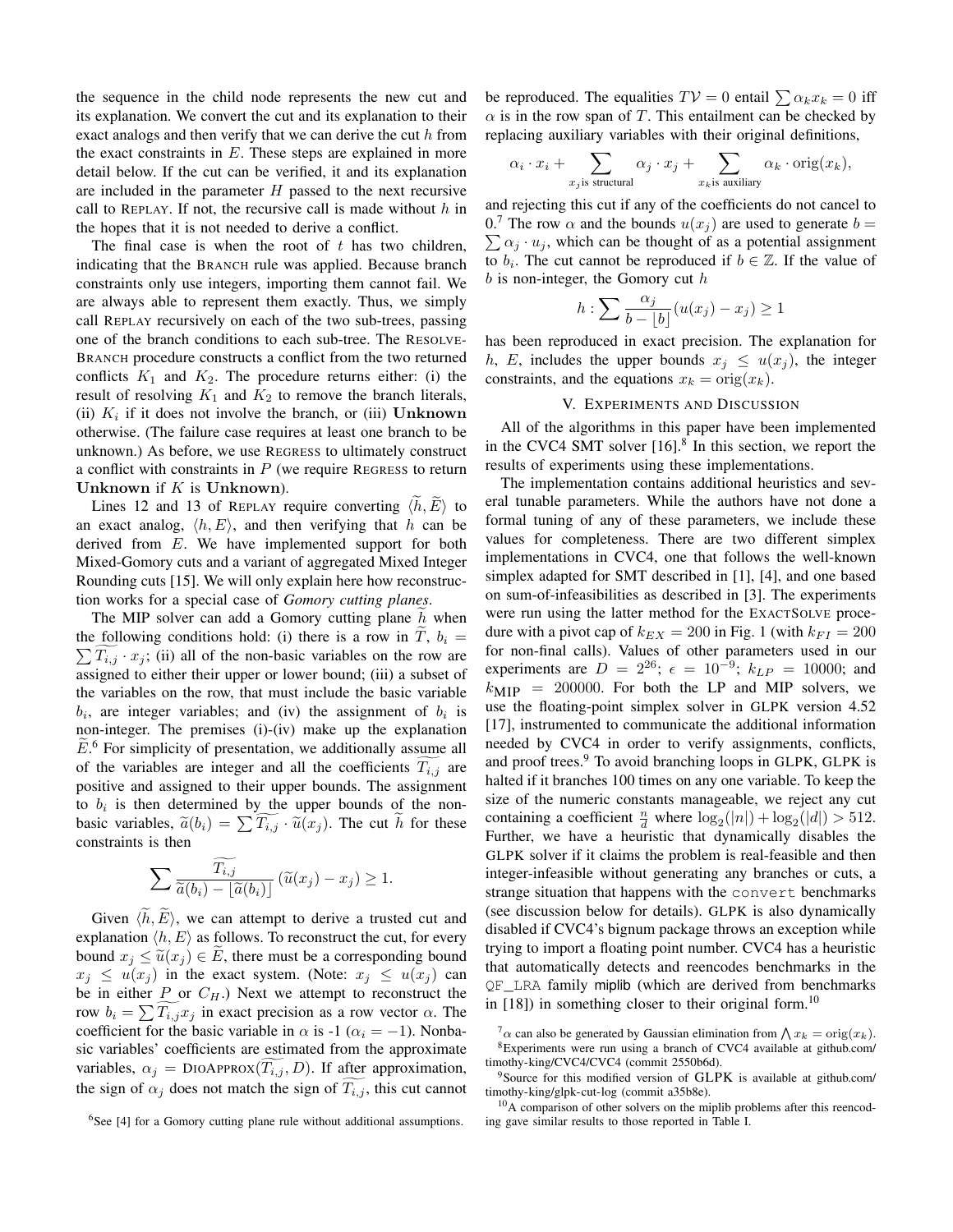the sequence in the child node represents the new cut and its explanation. We convert the cut and its explanation to their exact analogs and then verify that we can derive the cut $h$ from the exact constraints in $E$. These steps are explained in more detail below. If the cut can be verified, it and its explanation are included in the parameter $H$ passed to the next recursive call to REPLAY. If not, the recursive call is made without $h$ in the hopes that it is not needed to derive a conflict.

The final case is when the root of $t$ has two children, indicating that the BRANCH rule was applied. Because branch constraints only use integers, importing them cannot fail. We are always able to represent them exactly. Thus, we simply call REPLAY recursively on each of the two sub-trees, passing one of the branch conditions to each sub-tree. The RESOLVE-BRANCH procedure constructs a conflict from the two returned conflicts $K_1$ and $K_2$. The procedure returns either: (i) the result of resolving $K_1$ and $K_2$ to remove the branch literals, (ii) $K_i$ if it does not involve the branch, or (iii) **Unknown** otherwise. (The failure case requires at least one branch to be unknown.) As before, we use REGRESS to ultimately construct a conflict with constraints in $P$ (we require REGRESS to return **Unknown** if $K$ is **Unknown**).

Lines 12 and 13 of REPLAY require converting $\langle \widetilde{h}, \widetilde{E} \rangle$ to an exact analog, $\langle h, E \rangle$, and then verifying that $h$ can be derived from $E$. We have implemented support for both Mixed-Gomory cuts and a variant of aggregated Mixed Integer Rounding cuts [15]. We will only explain here how reconstruction works for a special case of *Gomory cutting planes*.

The MIP solver can add a Gomory cutting plane $\widetilde{h}$ when the following conditions hold: (i) there is a row in $\widetilde{T}$, $b_i = \sum \widetilde{T_{i,j}} \cdot x_j$; (ii) all of the non-basic variables on the row are assigned to either their upper or lower bound; (iii) a subset of the variables on the row, that must include the basic variable $b_i$, are integer variables; and (iv) the assignment of $b_i$ is non-integer. The premises (i)-(iv) make up the explanation $\widetilde{E}$.[6] For simplicity of presentation, we additionally assume all of the variables are integer and all the coefficients $\widetilde{T_{i,j}}$ are positive and assigned to their upper bounds. The assignment to $b_i$ is then determined by the upper bounds of the non-basic variables, $\widetilde{a}(b_i) = \sum \widetilde{T_{i,j}} \cdot \widetilde{u}(x_j)$. The cut $\widetilde{h}$ for these constraints is then

$$\sum \frac{\widetilde{T_{i,j}}}{\widetilde{a}(b_i) - \lfloor \widetilde{a}(b_i) \rfloor} \left( \widetilde{u}(x_j) - x_j \right) \geq 1.$$

Given $\langle \widetilde{h}, \widetilde{E} \rangle$, we can attempt to derive a trusted cut and explanation $\langle h, E \rangle$ as follows. To reconstruct the cut, for every bound $x_j \leq \widetilde{u}(x_j) \in \widetilde{E}$, there must be a corresponding bound $x_j \leq u(x_j)$ in the exact system. (Note: $x_j \leq u(x_j)$ can be in either $P$ or $C_H$.) Next we attempt to reconstruct the row $b_i = \sum \widetilde{T_{i,j}} x_j$ in exact precision as a row vector $\alpha$. The coefficient for the basic variable in $\alpha$ is -1 ($\alpha_i = -1$). Nonbasic variables' coefficients are estimated from the approximate variables, $\alpha_j = \text{DIOAPPROX}(\widetilde{T_{i,j}}, D)$. If after approximation, the sign of $\alpha_j$ does not match the sign of $\widetilde{T_{i,j}}$, this cut cannot be reproduced. The equalities $T\mathcal{V} = 0$ entail $\sum \alpha_k x_k = 0$ iff $\alpha$ is in the row span of $T$. This entailment can be checked by replacing auxiliary variables with their original definitions,

$$\alpha_i \cdot x_i + \sum_{x_j \text{is structural}} \alpha_j \cdot x_j + \sum_{x_k \text{is auxiliary}} \alpha_k \cdot \text{orig}(x_k),$$

and rejecting this cut if any of the coefficients do not cancel to 0.[7] The row $\alpha$ and the bounds $u(x_j)$ are used to generate $b = \sum \alpha_j \cdot u_j$, which can be thought of as a potential assignment to $b_i$. The cut cannot be reproduced if $b \in \mathbb{Z}$. If the value of $b$ is non-integer, the Gomory cut $h$

$$h : \sum \frac{\alpha_j}{b - \lfloor b \rfloor} (u(x_j) - x_j) \geq 1$$

has been reproduced in exact precision. The explanation for $h$, $E$, includes the upper bounds $x_j \leq u(x_j)$, the integer constraints, and the equations $x_k = \text{orig}(x_k)$.

## V. EXPERIMENTS AND DISCUSSION

All of the algorithms in this paper have been implemented in the CVC4 SMT solver [16].[8] In this section, we report the results of experiments using these implementations.

The implementation contains additional heuristics and several tunable parameters. While the authors have not done a formal tuning of any of these parameters, we include these values for completeness. There are two different simplex implementations in CVC4, one that follows the well-known simplex adapted for SMT described in [1], [4], and one based on sum-of-infeasibilities as described in [3]. The experiments were run using the latter method for the EXACTSOLVE procedure with a pivot cap of $k_{EX} = 200$ in Fig. 1 (with $k_{FI} = 200$ for non-final calls). Values of other parameters used in our experiments are $D = 2^{26}$; $\epsilon = 10^{-9}$; $k_{LP} = 10000$; and $k_{\text{MIP}} = 200000$. For both the LP and MIP solvers, we use the floating-point simplex solver in GLPK version 4.52 [17], instrumented to communicate the additional information needed by CVC4 in order to verify assignments, conflicts, and proof trees.[9] To avoid branching loops in GLPK, GLPK is halted if it branches 100 times on any one variable. To keep the size of the numeric constants manageable, we reject any cut containing a coefficient $\frac{n}{d}$ where $\log_2(|n|) + \log_2(|d|) > 512$. Further, we have a heuristic that dynamically disables the GLPK solver if it claims the problem is real-feasible and then integer-infeasible without generating any branches or cuts, a strange situation that happens with the `convert` benchmarks (see discussion below for details). GLPK is also dynamically disabled if CVC4's bignum package throws an exception while trying to import a floating point number. CVC4 has a heuristic that automatically detects and reencodes benchmarks in the `QF_LRA` family miplib (which are derived from benchmarks in [18]) in something closer to their original form.[10]

[6] See [4] for a Gomory cutting plane rule without additional assumptions.

[7] $\alpha$ can also be generated by Gaussian elimination from $\bigwedge x_k = \text{orig}(x_k)$.

[8] Experiments were run using a branch of CVC4 available at github.com/timothy-king/CVC4/CVC4 (commit 2550b6d).

[9] Source for this modified version of GLPK is available at github.com/timothy-king/glpk-cut-log (commit a35b8e).

[10] A comparison of other solvers on the miplib problems after this reencoding gave similar results to those reported in Table I.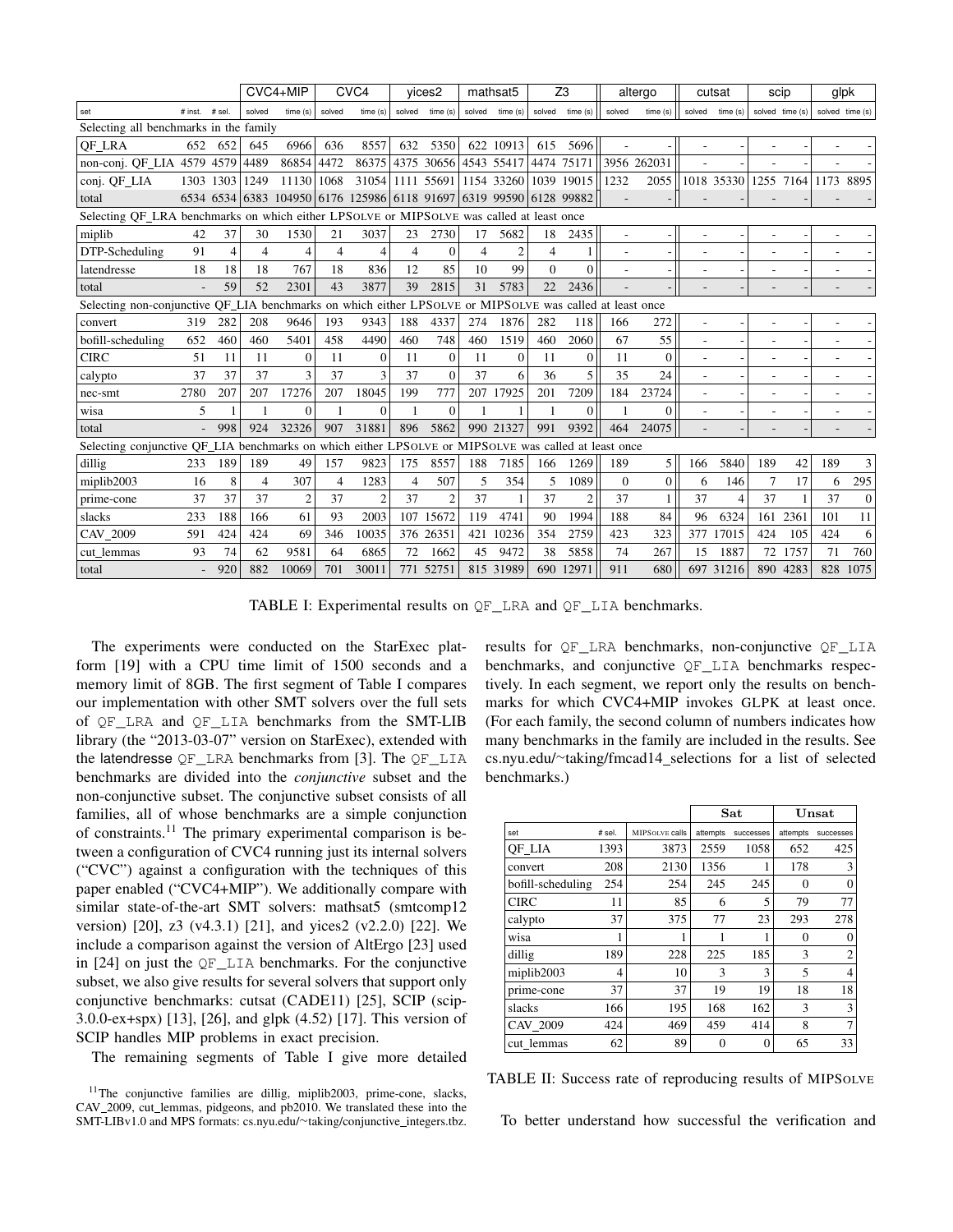| | | | CVC4+MIP | | CVC4 | | yices2 | | mathsat5 | | Z3 | | altergo | | cutsat | | scip | | glpk | |
|---|---|---|---|---|---|---|---|---|---|---|---|---|---|---|---|---|---|---|---|---|
| set | # inst. | # sel. | solved | time (s) | solved | time (s) | solved | time (s) | solved | time (s) | solved | time (s) | solved | time (s) | solved | time (s) | solved | time (s) | solved | time (s) |
| Selecting all benchmarks in the family | | | | | | | | | | | | | | | | | | | | |
| QF_LRA | 652 | 652 | 645 | 6966 | 636 | 8557 | 632 | 5350 | 622 | 10913 | 615 | 5696 | - | - | - | - | - | - | - | - |
| non-conj. QF_LIA | 4579 | 4579 | 4489 | 86854 | 4472 | 86375 | 4375 | 30656 | 4543 | 55417 | 4474 | 75171 | 3956 | 262031 | - | - | - | - | - | - |
| conj. QF_LIA | 1303 | 1303 | 1249 | 11130 | 1068 | 31054 | 1111 | 55691 | 1154 | 33260 | 1039 | 19015 | 1232 | 2055 | 1018 | 35330 | 1255 | 7164 | 1173 | 8895 |
| total | 6534 | 6534 | 6383 | 104950 | 6176 | 125986 | 6118 | 91697 | 6319 | 99590 | 6128 | 99882 | - | - | - | - | - | - | - | - |
| Selecting QF_LRA benchmarks on which either LPSOLVE or MIPSOLVE was called at least once | | | | | | | | | | | | | | | | | | | | |
| miplib | 42 | 37 | 30 | 1530 | 21 | 3037 | 23 | 2730 | 17 | 5682 | 18 | 2435 | - | - | - | - | - | - | - | - |
| DTP-Scheduling | 91 | 4 | 4 | 4 | 4 | 4 | 4 | 0 | 4 | 2 | 4 | 1 | - | - | - | - | - | - | - | - |
| latendresse | 18 | 18 | 18 | 767 | 18 | 836 | 12 | 85 | 10 | 99 | 0 | 0 | - | - | - | - | - | - | - | - |
| total | - | 59 | 52 | 2301 | 43 | 3877 | 39 | 2815 | 31 | 5783 | 22 | 2436 | - | - | - | - | - | - | - | - |
| Selecting non-conjunctive QF_LIA benchmarks on which either LPSOLVE or MIPSOLVE was called at least once | | | | | | | | | | | | | | | | | | | | |
| convert | 319 | 282 | 208 | 9646 | 193 | 9343 | 188 | 4337 | 274 | 1876 | 282 | 118 | 166 | 272 | - | - | - | - | - | - |
| bofill-scheduling | 652 | 460 | 460 | 5401 | 458 | 4490 | 460 | 748 | 460 | 1519 | 460 | 2060 | 67 | 55 | - | - | - | - | - | - |
| CIRC | 51 | 11 | 11 | 0 | 11 | 0 | 11 | 0 | 11 | 0 | 11 | 0 | 11 | 0 | - | - | - | - | - | - |
| calypto | 37 | 37 | 37 | 3 | 37 | 3 | 37 | 0 | 37 | 6 | 36 | 5 | 35 | 24 | - | - | - | - | - | - |
| nec-smt | 2780 | 207 | 207 | 17276 | 207 | 18045 | 199 | 777 | 207 | 17925 | 201 | 7209 | 184 | 23724 | - | - | - | - | - | - |
| wisa | 5 | 1 | 1 | 0 | 1 | 0 | 1 | 0 | 1 | 1 | 1 | 0 | 1 | 0 | - | - | - | - | - | - |
| total | - | 998 | 924 | 32326 | 907 | 31881 | 896 | 5862 | 990 | 21327 | 991 | 9392 | 464 | 24075 | - | - | - | - | - | - |
| Selecting conjunctive QF_LIA benchmarks on which either LPSOLVE or MIPSOLVE was called at least once | | | | | | | | | | | | | | | | | | | | |
| dillig | 233 | 189 | 189 | 49 | 157 | 9823 | 175 | 8557 | 188 | 7185 | 166 | 1269 | 189 | 5 | 166 | 5840 | 189 | 42 | 189 | 3 |
| miplib2003 | 16 | 8 | 4 | 307 | 4 | 1283 | 4 | 507 | 5 | 354 | 5 | 1089 | 0 | 0 | 6 | 146 | 7 | 17 | 6 | 295 |
| prime-cone | 37 | 37 | 37 | 2 | 37 | 2 | 37 | 2 | 37 | 1 | 37 | 2 | 37 | 1 | 37 | 4 | 37 | 1 | 37 | 0 |
| slacks | 233 | 188 | 166 | 61 | 93 | 2003 | 107 | 15672 | 119 | 4741 | 90 | 1994 | 188 | 84 | 96 | 6324 | 161 | 2361 | 101 | 11 |
| CAV_2009 | 591 | 424 | 424 | 69 | 346 | 10035 | 376 | 26351 | 421 | 10236 | 354 | 2759 | 423 | 323 | 377 | 17015 | 424 | 105 | 424 | 6 |
| cut_lemmas | 93 | 74 | 62 | 9581 | 64 | 6865 | 72 | 1662 | 45 | 9472 | 38 | 5858 | 74 | 267 | 15 | 1887 | 72 | 1757 | 71 | 760 |
| total | - | 920 | 882 | 10069 | 701 | 30011 | 771 | 52751 | 815 | 31989 | 690 | 12971 | 911 | 680 | 697 | 31216 | 890 | 4283 | 828 | 1075 |

TABLE I: Experimental results on QF_LRA and QF_LIA benchmarks.

The experiments were conducted on the StarExec platform [19] with a CPU time limit of 1500 seconds and a memory limit of 8GB. The first segment of Table I compares our implementation with other SMT solvers over the full sets of QF_LRA and QF_LIA benchmarks from the SMT-LIB library (the "2013-03-07" version on StarExec), extended with the latendresse QF_LRA benchmarks from [3]. The QF_LIA benchmarks are divided into the *conjunctive* subset and the non-conjunctive subset. The conjunctive subset consists of all families, all of whose benchmarks are a simple conjunction of constraints.[11] The primary experimental comparison is between a configuration of CVC4 running just its internal solvers ("CVC") against a configuration with the techniques of this paper enabled ("CVC4+MIP"). We additionally compare with similar state-of-the-art SMT solvers: mathsat5 (smtcomp12 version) [20], z3 (v4.3.1) [21], and yices2 (v2.2.0) [22]. We include a comparison against the version of AltErgo [23] used in [24] on just the QF_LIA benchmarks. For the conjunctive subset, we also give results for several solvers that support only conjunctive benchmarks: cutsat (CADE11) [25], SCIP (scip-3.0.0-ex+spx) [13], [26], and glpk (4.52) [17]. This version of SCIP handles MIP problems in exact precision.

The remaining segments of Table I give more detailed results for QF_LRA benchmarks, non-conjunctive QF_LIA benchmarks, and conjunctive QF_LIA benchmarks respectively. In each segment, we report only the results on benchmarks for which CVC4+MIP invokes GLPK at least once. (For each family, the second column of numbers indicates how many benchmarks in the family are included in the results. See cs.nyu.edu/~taking/fmcad14_selections for a list of selected benchmarks.)

[11] The conjunctive families are dillig, miplib2003, prime-cone, slacks, CAV_2009, cut_lemmas, pidgeons, and pb2010. We translated these into the SMT-LIBv1.0 and MPS formats: cs.nyu.edu/~taking/conjunctive_integers.tbz.

| | | | Sat | | Unsat | |
|---|---|---|---|---|---|---|
| set | # sel. | MIPSOLVE calls | attempts | successes | attempts | successes |
| QF_LIA | 1393 | 3873 | 2559 | 1058 | 652 | 425 |
| convert | 208 | 2130 | 1356 | 1 | 178 | 3 |
| bofill-scheduling | 254 | 254 | 245 | 245 | 0 | 0 |
| CIRC | 11 | 85 | 6 | 5 | 79 | 77 |
| calypto | 37 | 375 | 77 | 23 | 293 | 278 |
| wisa | 1 | 1 | 1 | 1 | 0 | 0 |
| dillig | 189 | 228 | 225 | 185 | 3 | 2 |
| miplib2003 | 4 | 10 | 3 | 3 | 5 | 4 |
| prime-cone | 37 | 37 | 19 | 19 | 18 | 18 |
| slacks | 166 | 195 | 168 | 162 | 3 | 3 |
| CAV_2009 | 424 | 469 | 459 | 414 | 8 | 7 |
| cut_lemmas | 62 | 89 | 0 | 0 | 65 | 33 |

TABLE II: Success rate of reproducing results of MIPSOLVE

To better understand how successful the verification and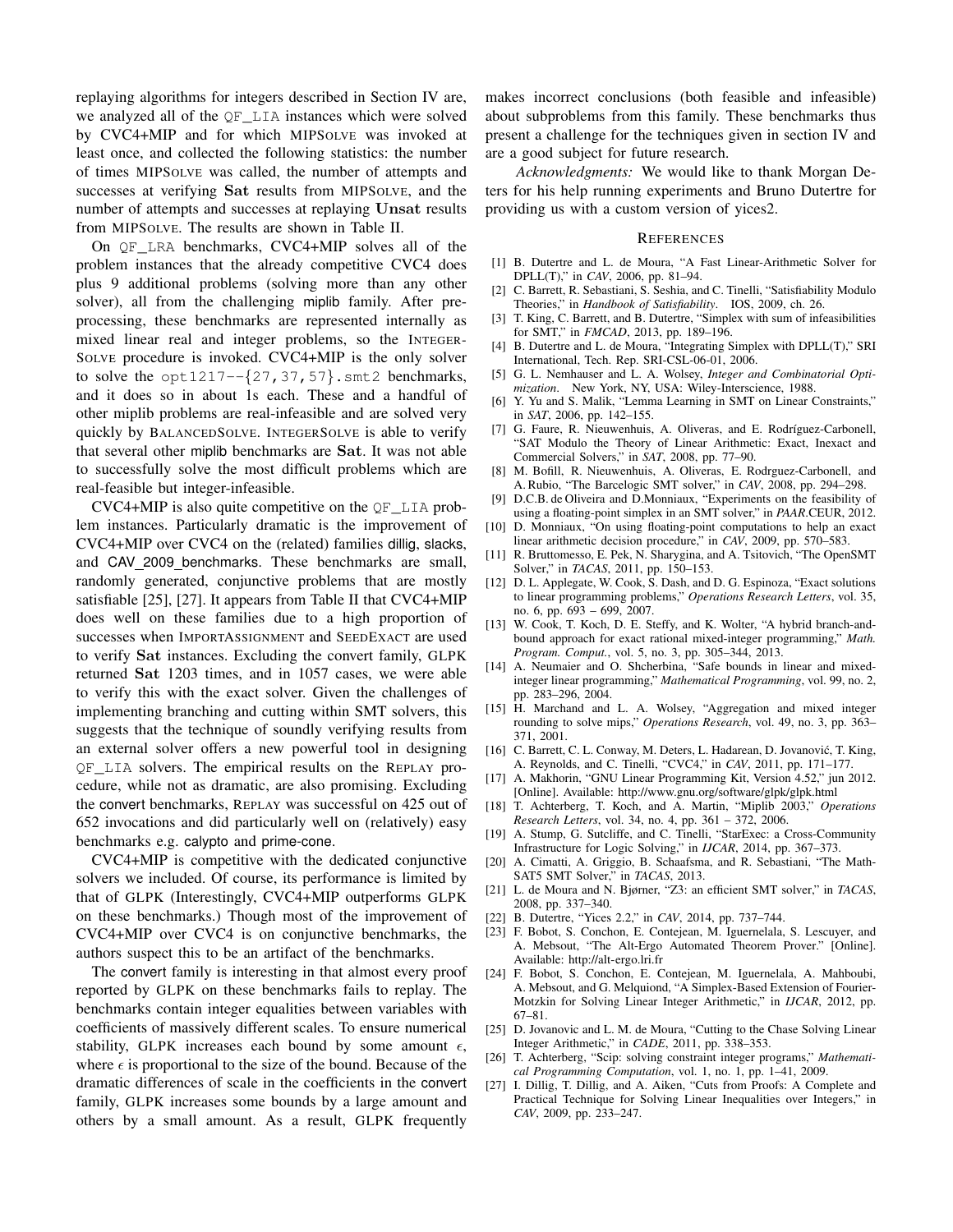replaying algorithms for integers described in Section IV are, we analyzed all of the QF_LIA instances which were solved by CVC4+MIP and for which MIPSOLVE was invoked at least once, and collected the following statistics: the number of times MIPSOLVE was called, the number of attempts and successes at verifying **Sat** results from MIPSOLVE, and the number of attempts and successes at replaying **Unsat** results from MIPSOLVE. The results are shown in Table II.

On QF_LRA benchmarks, CVC4+MIP solves all of the problem instances that the already competitive CVC4 does plus 9 additional problems (solving more than any other solver), all from the challenging miplib family. After preprocessing, these benchmarks are represented internally as mixed linear real and integer problems, so the INTEGERSOLVE procedure is invoked. CVC4+MIP is the only solver to solve the opt1217--{27,37,57}.smt2 benchmarks, and it does so in about 1s each. These and a handful of other miplib problems are real-infeasible and are solved very quickly by BALANCEDSOLVE. INTEGERSOLVE is able to verify that several other miplib benchmarks are **Sat**. It was not able to successfully solve the most difficult problems which are real-feasible but integer-infeasible.

CVC4+MIP is also quite competitive on the QF_LIA problem instances. Particularly dramatic is the improvement of CVC4+MIP over CVC4 on the (related) families dillig, slacks, and CAV_2009_benchmarks. These benchmarks are small, randomly generated, conjunctive problems that are mostly satisfiable [25], [27]. It appears from Table II that CVC4+MIP does well on these families due to a high proportion of successes when IMPORTASSIGNMENT and SEEDEXACT are used to verify **Sat** instances. Excluding the convert family, GLPK returned **Sat** 1203 times, and in 1057 cases, we were able to verify this with the exact solver. Given the challenges of implementing branching and cutting within SMT solvers, this suggests that the technique of soundly verifying results from an external solver offers a new powerful tool in designing QF_LIA solvers. The empirical results on the REPLAY procedure, while not as dramatic, are also promising. Excluding the convert benchmarks, REPLAY was successful on 425 out of 652 invocations and did particularly well on (relatively) easy benchmarks e.g. calypto and prime-cone.

CVC4+MIP is competitive with the dedicated conjunctive solvers we included. Of course, its performance is limited by that of GLPK (Interestingly, CVC4+MIP outperforms GLPK on these benchmarks.) Though most of the improvement of CVC4+MIP over CVC4 is on conjunctive benchmarks, the authors suspect this to be an artifact of the benchmarks.

The convert family is interesting in that almost every proof reported by GLPK on these benchmarks fails to replay. The benchmarks contain integer equalities between variables with coefficients of massively different scales. To ensure numerical stability, GLPK increases each bound by some amount $\epsilon$, where $\epsilon$ is proportional to the size of the bound. Because of the dramatic differences of scale in the coefficients in the convert family, GLPK increases some bounds by a large amount and others by a small amount. As a result, GLPK frequently makes incorrect conclusions (both feasible and infeasible) about subproblems from this family. These benchmarks thus present a challenge for the techniques given in section IV and are a good subject for future research.

*Acknowledgments:* We would like to thank Morgan Deters for his help running experiments and Bruno Dutertre for providing us with a custom version of yices2.

## REFERENCES

[1] B. Dutertre and L. de Moura, "A Fast Linear-Arithmetic Solver for DPLL(T)," in *CAV*, 2006, pp. 81–94.

[2] C. Barrett, R. Sebastiani, S. Seshia, and C. Tinelli, "Satisfiability Modulo Theories," in *Handbook of Satisfiability*. IOS, 2009, ch. 26.

[3] T. King, C. Barrett, and B. Dutertre, "Simplex with sum of infeasibilities for SMT," in *FMCAD*, 2013, pp. 189–196.

[4] B. Dutertre and L. de Moura, "Integrating Simplex with DPLL(T)," SRI International, Tech. Rep. SRI-CSL-06-01, 2006.

[5] G. L. Nemhauser and L. A. Wolsey, *Integer and Combinatorial Optimization*. New York, NY, USA: Wiley-Interscience, 1988.

[6] Y. Yu and S. Malik, "Lemma Learning in SMT on Linear Constraints," in *SAT*, 2006, pp. 142–155.

[7] G. Faure, R. Nieuwenhuis, A. Oliveras, and E. Rodríguez-Carbonell, "SAT Modulo the Theory of Linear Arithmetic: Exact, Inexact and Commercial Solvers," in *SAT*, 2008, pp. 77–90.

[8] M. Bofill, R. Nieuwenhuis, A. Oliveras, E. Rodrguez-Carbonell, and A. Rubio, "The Barcelogic SMT solver," in *CAV*, 2008, pp. 294–298.

[9] D.C.B. de Oliveira and D.Monniaux, "Experiments on the feasibility of using a floating-point simplex in an SMT solver," in *PAAR*.CEUR, 2012.

[10] D. Monniaux, "On using floating-point computations to help an exact linear arithmetic decision procedure," in *CAV*, 2009, pp. 570–583.

[11] R. Bruttomesso, E. Pek, N. Sharygina, and A. Tsitovich, "The OpenSMT Solver," in *TACAS*, 2011, pp. 150–153.

[12] D. L. Applegate, W. Cook, S. Dash, and D. G. Espinoza, "Exact solutions to linear programming problems," *Operations Research Letters*, vol. 35, no. 6, pp. 693 – 699, 2007.

[13] W. Cook, T. Koch, D. E. Steffy, and K. Wolter, "A hybrid branch-and-bound approach for exact rational mixed-integer programming," *Math. Program. Comput.*, vol. 5, no. 3, pp. 305–344, 2013.

[14] A. Neumaier and O. Shcherbina, "Safe bounds in linear and mixed-integer linear programming," *Mathematical Programming*, vol. 99, no. 2, pp. 283–296, 2004.

[15] H. Marchand and L. A. Wolsey, "Aggregation and mixed integer rounding to solve mips," *Operations Research*, vol. 49, no. 3, pp. 363–371, 2001.

[16] C. Barrett, C. L. Conway, M. Deters, L. Hadarean, D. Jovanović, T. King, A. Reynolds, and C. Tinelli, "CVC4," in *CAV*, 2011, pp. 171–177.

[17] A. Makhorin, "GNU Linear Programming Kit, Version 4.52," jun 2012. [Online]. Available: http://www.gnu.org/software/glpk/glpk.html

[18] T. Achterberg, T. Koch, and A. Martin, "Miplib 2003," *Operations Research Letters*, vol. 34, no. 4, pp. 361 – 372, 2006.

[19] A. Stump, G. Sutcliffe, and C. Tinelli, "StarExec: a Cross-Community Infrastructure for Logic Solving," in *IJCAR*, 2014, pp. 367–373.

[20] A. Cimatti, A. Griggio, B. Schaafsma, and R. Sebastiani, "The MathSAT5 SMT Solver," in *TACAS*, 2013.

[21] L. de Moura and N. Bjørner, "Z3: an efficient SMT solver," in *TACAS*, 2008, pp. 337–340.

[22] B. Dutertre, "Yices 2.2," in *CAV*, 2014, pp. 737–744.

[23] F. Bobot, S. Conchon, E. Contejean, M. Iguernelala, S. Lescuyer, and A. Mebsout, "The Alt-Ergo Automated Theorem Prover." [Online]. Available: http://alt-ergo.lri.fr

[24] F. Bobot, S. Conchon, E. Contejean, M. Iguernelala, A. Mahboubi, A. Mebsout, and G. Melquiond, "A Simplex-Based Extension of Fourier-Motzkin for Solving Linear Integer Arithmetic," in *IJCAR*, 2012, pp. 67–81.

[25] D. Jovanovic and L. M. de Moura, "Cutting to the Chase Solving Linear Integer Arithmetic," in *CADE*, 2011, pp. 338–353.

[26] T. Achterberg, "Scip: solving constraint integer programs," *Mathematical Programming Computation*, vol. 1, no. 1, pp. 1–41, 2009.

[27] I. Dillig, T. Dillig, and A. Aiken, "Cuts from Proofs: A Complete and Practical Technique for Solving Linear Inequalities over Integers," in *CAV*, 2009, pp. 233–247.